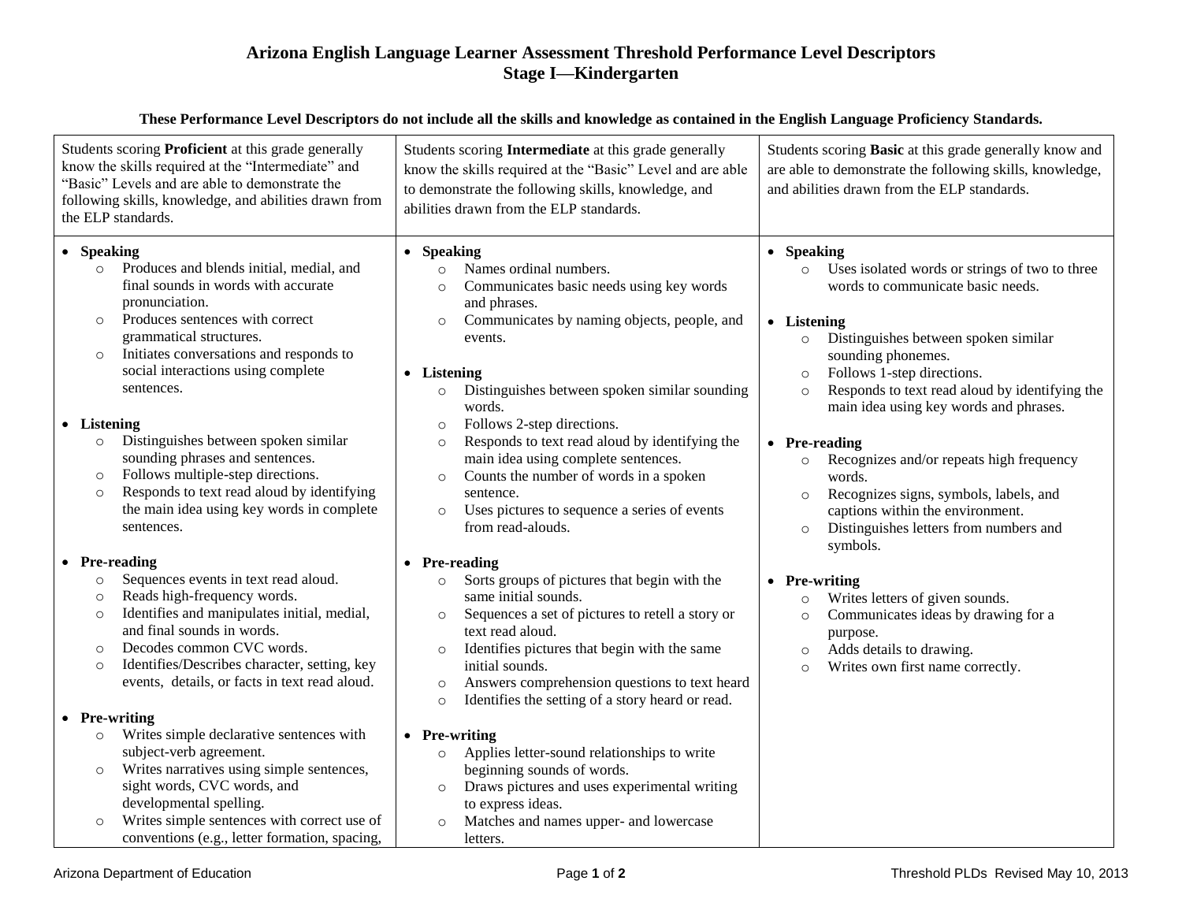# Arizona English Language Learner Assessment Threshold Performance Level Descriptors
## Stage I—Kindergarten

**These Performance Level Descriptors do not include all the skills and knowledge as contained in the English Language Proficiency Standards.**

| Students scoring **Proficient** at this grade generally know the skills required at the "Intermediate" and "Basic" Levels and are able to demonstrate the following skills, knowledge, and abilities drawn from the ELP standards. | Students scoring **Intermediate** at this grade generally know the skills required at the "Basic" Level and are able to demonstrate the following skills, knowledge, and abilities drawn from the ELP standards. | Students scoring **Basic** at this grade generally know and are able to demonstrate the following skills, knowledge, and abilities drawn from the ELP standards. |
| --- | --- | --- |
| • **Speaking**<br>○ Produces and blends initial, medial, and final sounds in words with accurate pronunciation.<br>○ Produces sentences with correct grammatical structures.<br>○ Initiates conversations and responds to social interactions using complete sentences.<br><br>• **Listening**<br>○ Distinguishes between spoken similar sounding phrases and sentences.<br>○ Follows multiple-step directions.<br>○ Responds to text read aloud by identifying the main idea using key words in complete sentences.<br><br>• **Pre-reading**<br>○ Sequences events in text read aloud.<br>○ Reads high-frequency words.<br>○ Identifies and manipulates initial, medial, and final sounds in words.<br>○ Decodes common CVC words.<br>○ Identifies/Describes character, setting, key events, details, or facts in text read aloud.<br><br>• **Pre-writing**<br>○ Writes simple declarative sentences with subject-verb agreement.<br>○ Writes narratives using simple sentences, sight words, CVC words, and developmental spelling.<br>○ Writes simple sentences with correct use of conventions (e.g., letter formation, spacing, | • **Speaking**<br>○ Names ordinal numbers.<br>○ Communicates basic needs using key words and phrases.<br>○ Communicates by naming objects, people, and events.<br><br>• **Listening**<br>○ Distinguishes between spoken similar sounding words.<br>○ Follows 2-step directions.<br>○ Responds to text read aloud by identifying the main idea using complete sentences.<br>○ Counts the number of words in a spoken sentence.<br>○ Uses pictures to sequence a series of events from read-alouds.<br><br>• **Pre-reading**<br>○ Sorts groups of pictures that begin with the same initial sounds.<br>○ Sequences a set of pictures to retell a story or text read aloud.<br>○ Identifies pictures that begin with the same initial sounds.<br>○ Answers comprehension questions to text heard<br>○ Identifies the setting of a story heard or read.<br><br>• **Pre-writing**<br>○ Applies letter-sound relationships to write beginning sounds of words.<br>○ Draws pictures and uses experimental writing to express ideas.<br>○ Matches and names upper- and lowercase letters. | • **Speaking**<br>○ Uses isolated words or strings of two to three words to communicate basic needs.<br><br>• **Listening**<br>○ Distinguishes between spoken similar sounding phonemes.<br>○ Follows 1-step directions.<br>○ Responds to text read aloud by identifying the main idea using key words and phrases.<br><br>• **Pre-reading**<br>○ Recognizes and/or repeats high frequency words.<br>○ Recognizes signs, symbols, labels, and captions within the environment.<br>○ Distinguishes letters from numbers and symbols.<br><br>• **Pre-writing**<br>○ Writes letters of given sounds.<br>○ Communicates ideas by drawing for a purpose.<br>○ Adds details to drawing.<br>○ Writes own first name correctly. |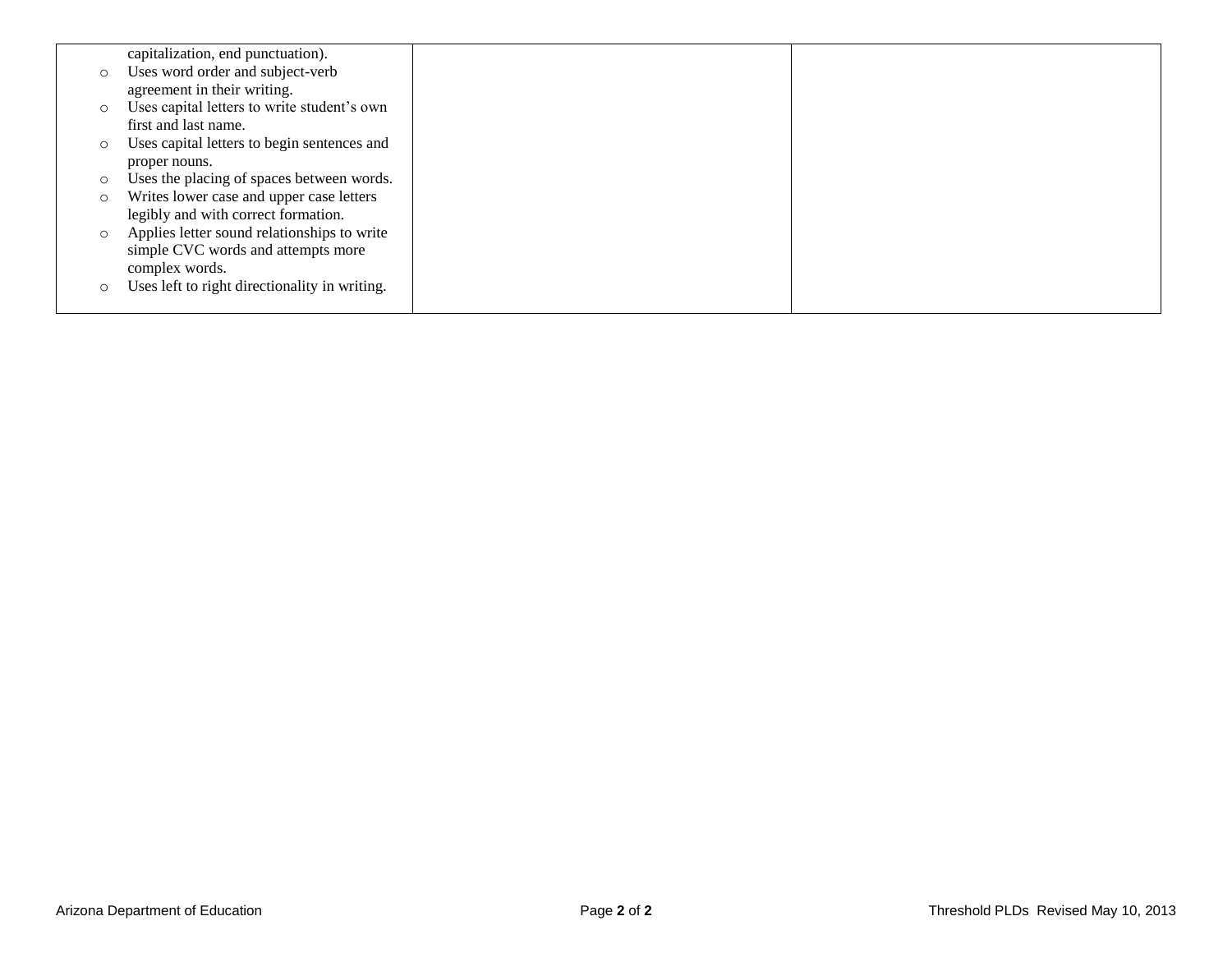| | | |
|---|---|---|
| capitalization, end punctuation).<br>◦ Uses word order and subject-verb agreement in their writing.<br>◦ Uses capital letters to write student's own first and last name.<br>◦ Uses capital letters to begin sentences and proper nouns.<br>◦ Uses the placing of spaces between words.<br>◦ Writes lower case and upper case letters legibly and with correct formation.<br>◦ Applies letter sound relationships to write simple CVC words and attempts more complex words.<br>◦ Uses left to right directionality in writing. | | |